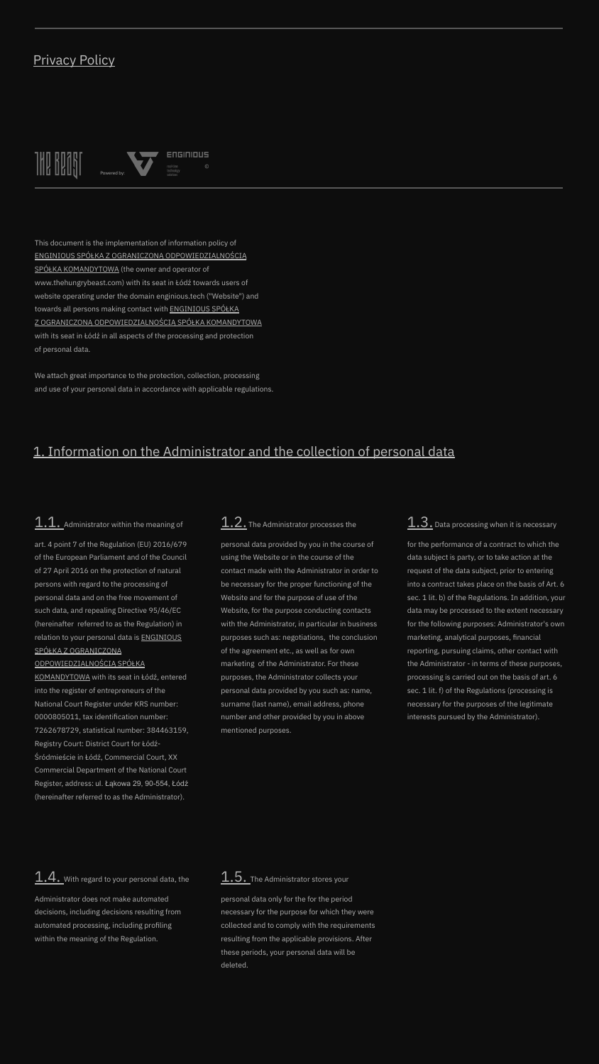# Privacy Policy

THE BEAST Powered by: ENGINIOUS

This document is the implementation of information policy of ENGINIOUS SPÓŁKA Z OGRANICZONĄ ODPOWIEDZIALNOŚCIĄ SPÓŁKA KOMANDYTOWA (the owner and operator of www.thehungrybeast.com) with its seat in Łódź towards users of website operating under the domain enginious.tech ("Website") and towards all persons making contact with ENGINIOUS SPÓŁKA Z OGRANICZONĄ ODPOWIEDZIALNOŚCIĄ SPÓŁKA KOMANDYTOWA with its seat in Łódź in all aspects of the processing and protection of personal data.

We attach great importance to the protection, collection, processing and use of your personal data in accordance with applicable regulations.

## 1. Information on the Administrator and the collection of personal data

**1.1.** Administrator within the meaning of art. 4 point 7 of the Regulation (EU) 2016/679 of the European Parliament and of the Council of 27 April 2016 on the protection of natural persons with regard to the processing of personal data and on the free movement of such data, and repealing Directive 95/46/EC (hereinafter referred to as the Regulation) in relation to your personal data is ENGINIOUS SPÓŁKA Z OGRANICZONĄ ODPOWIEDZIALNOŚCIĄ SPÓŁKA KOMANDYTOWA with its seat in Łódź, entered into the register of entrepreneurs of the National Court Register under KRS number: 0000805011, tax identification number: 7262678729, statistical number: 384463159, Registry Court: District Court for Łódź-Śródmieście in Łódź, Commercial Court, XX Commercial Department of the National Court Register, address: ul. Łąkowa 29, 90-554, Łódź (hereinafter referred to as the Administrator).

**1.2.** The Administrator processes the personal data provided by you in the course of using the Website or in the course of the contact made with the Administrator in order to be necessary for the proper functioning of the Website and for the purpose of use of the Website, for the purpose conducting contacts with the Administrator, in particular in business purposes such as: negotiations, the conclusion of the agreement etc., as well as for own marketing of the Administrator. For these purposes, the Administrator collects your personal data provided by you such as: name, surname (last name), email address, phone number and other provided by you in above mentioned purposes.

**1.3.** Data processing when it is necessary for the performance of a contract to which the data subject is party, or to take action at the request of the data subject, prior to entering into a contract takes place on the basis of Art. 6 sec. 1 lit. b) of the Regulations. In addition, your data may be processed to the extent necessary for the following purposes: Administrator's own marketing, analytical purposes, financial reporting, pursuing claims, other contact with the Administrator - in terms of these purposes, processing is carried out on the basis of art. 6 sec. 1 lit. f) of the Regulations (processing is necessary for the purposes of the legitimate interests pursued by the Administrator).

**1.4.** With regard to your personal data, the Administrator does not make automated decisions, including decisions resulting from automated processing, including profiling within the meaning of the Regulation.

**1.5.** The Administrator stores your personal data only for the for the period necessary for the purpose for which they were collected and to comply with the requirements resulting from the applicable provisions. After these periods, your personal data will be deleted.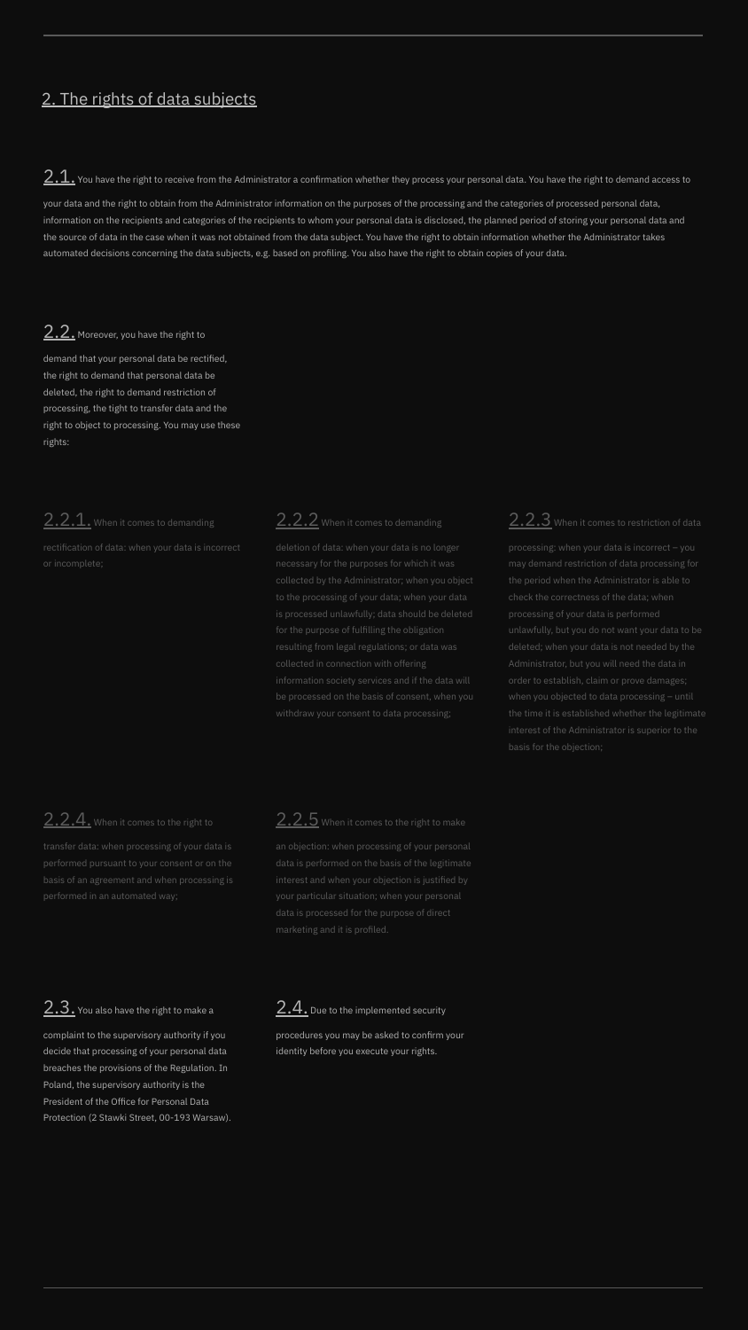## 2. The rights of data subjects

**2.1.** You have the right to receive from the Administrator a confirmation whether they process your personal data. You have the right to demand access to your data and the right to obtain from the Administrator information on the purposes of the processing and the categories of processed personal data, information on the recipients and categories of the recipients to whom your personal data is disclosed, the planned period of storing your personal data and the source of data in the case when it was not obtained from the data subject. You have the right to obtain information whether the Administrator takes automated decisions concerning the data subjects, e.g. based on profiling. You also have the right to obtain copies of your data.

**2.2.** Moreover, you have the right to demand that your personal data be rectified, the right to demand that personal data be deleted, the right to demand restriction of processing, the tight to transfer data and the right to object to processing. You may use these rights:

**2.2.1.** When it comes to demanding rectification of data: when your data is incorrect or incomplete;

**2.2.2** When it comes to demanding deletion of data: when your data is no longer necessary for the purposes for which it was collected by the Administrator; when you object to the processing of your data; when your data is processed unlawfully; data should be deleted for the purpose of fulfilling the obligation resulting from legal regulations; or data was collected in connection with offering information society services and if the data will be processed on the basis of consent, when you withdraw your consent to data processing;

**2.2.3** When it comes to restriction of data processing: when your data is incorrect – you may demand restriction of data processing for the period when the Administrator is able to check the correctness of the data; when processing of your data is performed unlawfully, but you do not want your data to be deleted; when your data is not needed by the Administrator, but you will need the data in order to establish, claim or prove damages; when you objected to data processing – until the time it is established whether the legitimate interest of the Administrator is superior to the basis for the objection;

**2.2.4.** When it comes to the right to transfer data: when processing of your data is performed pursuant to your consent or on the basis of an agreement and when processing is performed in an automated way;

**2.2.5** When it comes to the right to make an objection: when processing of your personal data is performed on the basis of the legitimate interest and when your objection is justified by your particular situation; when your personal data is processed for the purpose of direct marketing and it is profiled.

**2.3.** You also have the right to make a complaint to the supervisory authority if you decide that processing of your personal data breaches the provisions of the Regulation. In Poland, the supervisory authority is the President of the Office for Personal Data Protection (2 Stawki Street, 00-193 Warsaw).

**2.4.** Due to the implemented security procedures you may be asked to confirm your identity before you execute your rights.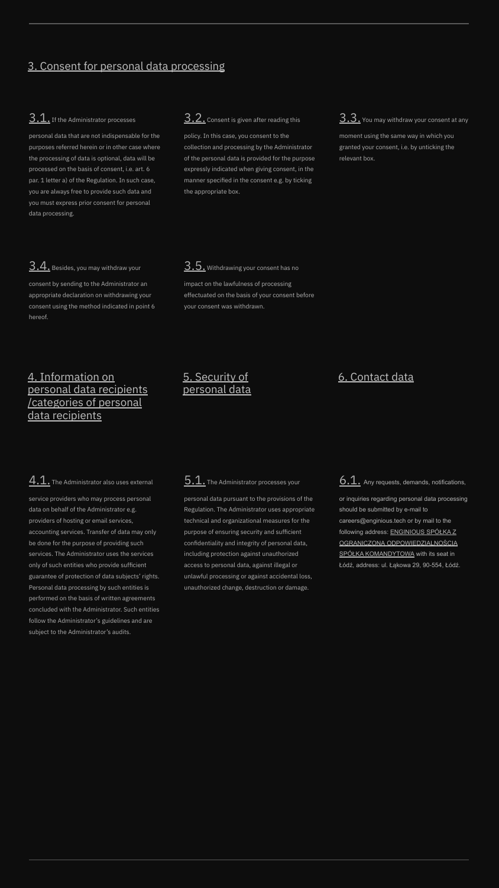## 3. Consent for personal data processing

**3.1.** If the Administrator processes personal data that are not indispensable for the purposes referred herein or in other case where the processing of data is optional, data will be processed on the basis of consent, i.e. art. 6 par. 1 letter a) of the Regulation. In such case, you are always free to provide such data and you must express prior consent for personal data processing.

**3.2.** Consent is given after reading this policy. In this case, you consent to the collection and processing by the Administrator of the personal data is provided for the purpose expressly indicated when giving consent, in the manner specified in the consent e.g. by ticking the appropriate box.

**3.3.** You may withdraw your consent at any moment using the same way in which you granted your consent, i.e. by unticking the relevant box.

**3.4.** Besides, you may withdraw your consent by sending to the Administrator an appropriate declaration on withdrawing your consent using the method indicated in point 6 hereof.

**3.5.** Withdrawing your consent has no impact on the lawfulness of processing effectuated on the basis of your consent before your consent was withdrawn.

## 4. Information on personal data recipients /categories of personal data recipients

**4.1.** The Administrator also uses external service providers who may process personal data on behalf of the Administrator e.g. providers of hosting or email services, accounting services. Transfer of data may only be done for the purpose of providing such services. The Administrator uses the services only of such entities who provide sufficient guarantee of protection of data subjects' rights. Personal data processing by such entities is performed on the basis of written agreements concluded with the Administrator. Such entities follow the Administrator's guidelines and are subject to the Administrator's audits.

## 5. Security of personal data

**5.1.** The Administrator processes your personal data pursuant to the provisions of the Regulation. The Administrator uses appropriate technical and organizational measures for the purpose of ensuring security and sufficient confidentiality and integrity of personal data, including protection against unauthorized access to personal data, against illegal or unlawful processing or against accidental loss, unauthorized change, destruction or damage.

## 6. Contact data

**6.1.** Any requests, demands, notifications, or inquiries regarding personal data processing should be submitted by e-mail to careers@enginious.tech or by mail to the following address: ENGINIOUS SPÓŁKA Z OGRANICZONĄ ODPOWIEDZIALNOŚCIĄ SPÓŁKA KOMANDYTOWA with its seat in Łódź, address: ul. Łąkowa 29, 90-554, Łódź.